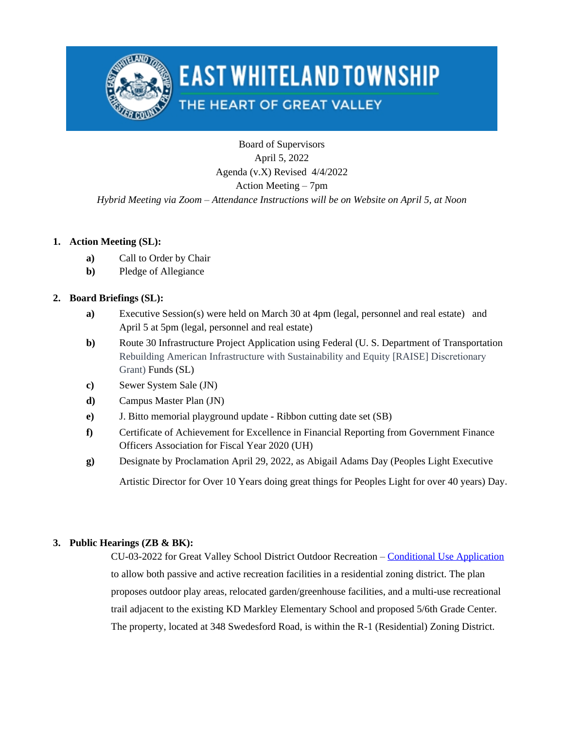# EAST WHITELAND TOWNSHIP

THE HEART OF GREAT VALLEY

Board of Supervisors
April 5, 2022
Agenda (v.X) Revised 4/4/2022
Action Meeting – 7pm
*Hybrid Meeting via Zoom – Attendance Instructions will be on Website on April 5, at Noon*

1. **Action Meeting (SL):**
   - **a)** Call to Order by Chair
   - **b)** Pledge of Allegiance

2. **Board Briefings (SL):**
   - **a)** Executive Session(s) were held on March 30 at 4pm (legal, personnel and real estate) and April 5 at 5pm (legal, personnel and real estate)
   - **b)** Route 30 Infrastructure Project Application using Federal (U. S. Department of Transportation Rebuilding American Infrastructure with Sustainability and Equity [RAISE] Discretionary Grant) Funds (SL)
   - **c)** Sewer System Sale (JN)
   - **d)** Campus Master Plan (JN)
   - **e)** J. Bitto memorial playground update - Ribbon cutting date set (SB)
   - **f)** Certificate of Achievement for Excellence in Financial Reporting from Government Finance Officers Association for Fiscal Year 2020 (UH)
   - **g)** Designate by Proclamation April 29, 2022, as Abigail Adams Day (Peoples Light Executive Artistic Director for Over 10 Years doing great things for Peoples Light for over 40 years) Day.

3. **Public Hearings (ZB & BK):**

   CU-03-2022 for Great Valley School District Outdoor Recreation – Conditional Use Application to allow both passive and active recreation facilities in a residential zoning district. The plan proposes outdoor play areas, relocated garden/greenhouse facilities, and a multi-use recreational trail adjacent to the existing KD Markley Elementary School and proposed 5/6th Grade Center. The property, located at 348 Swedesford Road, is within the R-1 (Residential) Zoning District.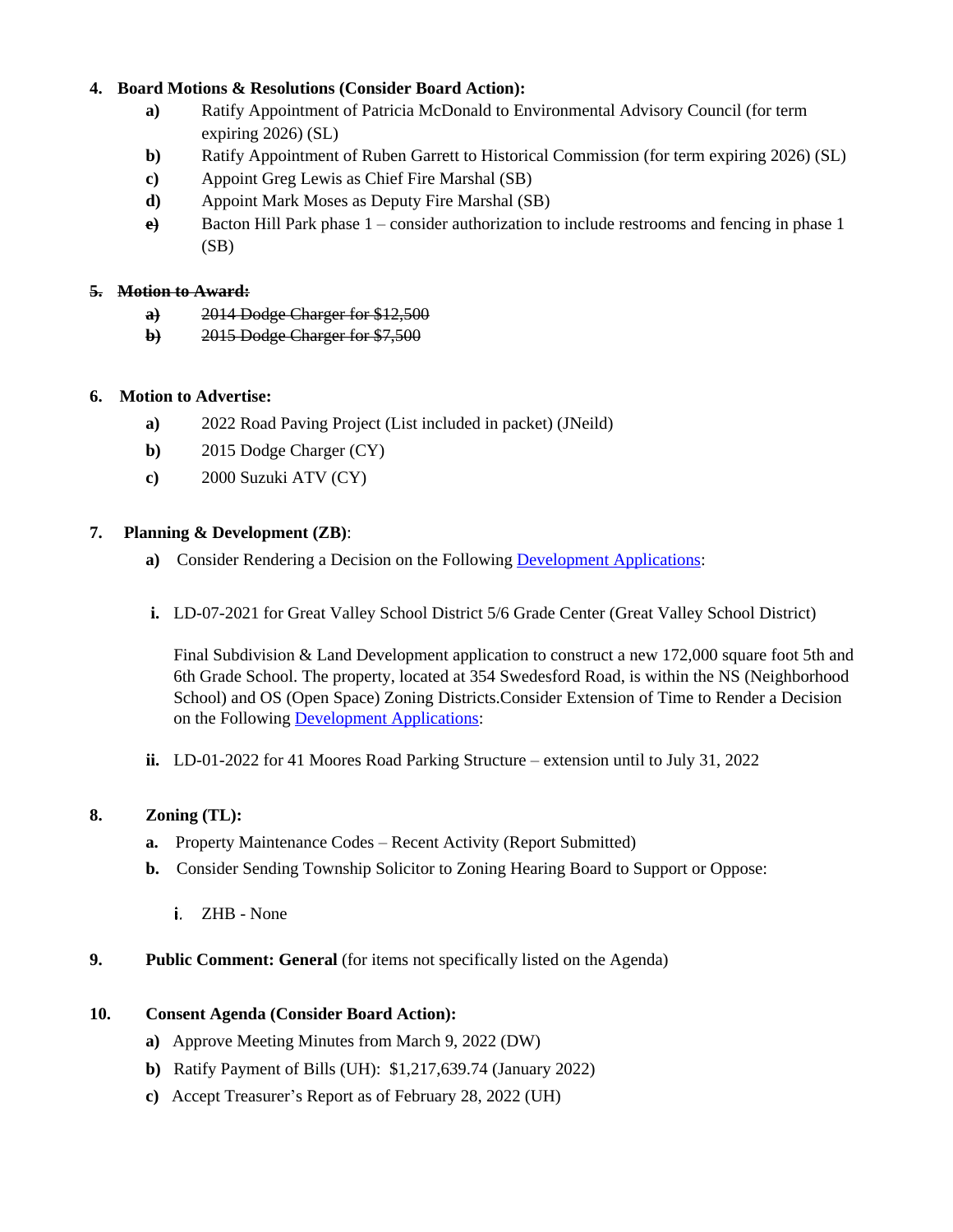4. **Board Motions & Resolutions (Consider Board Action):**
   - **a)** Ratify Appointment of Patricia McDonald to Environmental Advisory Council (for term expiring 2026) (SL)
   - **b)** Ratify Appointment of Ruben Garrett to Historical Commission (for term expiring 2026) (SL)
   - **c)** Appoint Greg Lewis as Chief Fire Marshal (SB)
   - **d)** Appoint Mark Moses as Deputy Fire Marshal (SB)
   - **~~e)~~** Bacton Hill Park phase 1 – consider authorization to include restrooms and fencing in phase 1 (SB)

~~5. **Motion to Award:**~~
   - ~~**a)** 2014 Dodge Charger for $12,500~~
   - ~~**b)** 2015 Dodge Charger for $7,500~~

6. **Motion to Advertise:**
   - **a)** 2022 Road Paving Project (List included in packet) (JNeild)
   - **b)** 2015 Dodge Charger (CY)
   - **c)** 2000 Suzuki ATV (CY)

7. **Planning & Development (ZB)**:
   - **a)** Consider Rendering a Decision on the Following [Development Applications]:
     - **i.** LD-07-2021 for Great Valley School District 5/6 Grade Center (Great Valley School District)

       Final Subdivision & Land Development application to construct a new 172,000 square foot 5th and 6th Grade School. The property, located at 354 Swedesford Road, is within the NS (Neighborhood School) and OS (Open Space) Zoning Districts.Consider Extension of Time to Render a Decision on the Following [Development Applications]:
     - **ii.** LD-01-2022 for 41 Moores Road Parking Structure – extension until to July 31, 2022

8. **Zoning (TL):**
   - **a.** Property Maintenance Codes – Recent Activity (Report Submitted)
   - **b.** Consider Sending Township Solicitor to Zoning Hearing Board to Support or Oppose:
     - **i.** ZHB - None

9. **Public Comment: General** (for items not specifically listed on the Agenda)

10. **Consent Agenda (Consider Board Action):**
    - **a)** Approve Meeting Minutes from March 9, 2022 (DW)
    - **b)** Ratify Payment of Bills (UH): $1,217,639.74 (January 2022)
    - **c)** Accept Treasurer's Report as of February 28, 2022 (UH)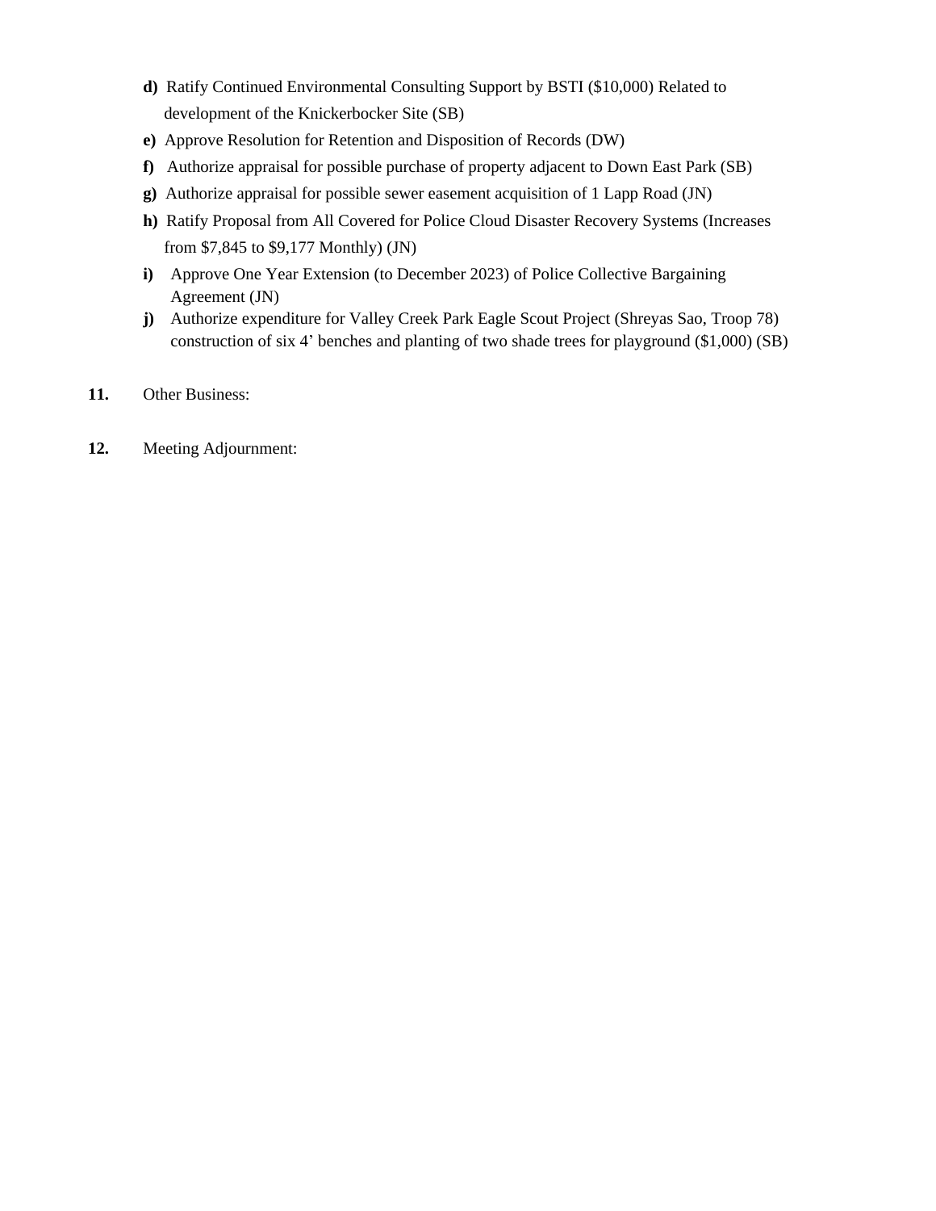**d)** Ratify Continued Environmental Consulting Support by BSTI ($10,000) Related to development of the Knickerbocker Site (SB)

**e)** Approve Resolution for Retention and Disposition of Records (DW)

**f)** Authorize appraisal for possible purchase of property adjacent to Down East Park (SB)

**g)** Authorize appraisal for possible sewer easement acquisition of 1 Lapp Road (JN)

**h)** Ratify Proposal from All Covered for Police Cloud Disaster Recovery Systems (Increases from $7,845 to $9,177 Monthly) (JN)

**i)** Approve One Year Extension (to December 2023) of Police Collective Bargaining Agreement (JN)

**j)** Authorize expenditure for Valley Creek Park Eagle Scout Project (Shreyas Sao, Troop 78) construction of six 4' benches and planting of two shade trees for playground ($1,000) (SB)

**11.** Other Business:

**12.** Meeting Adjournment: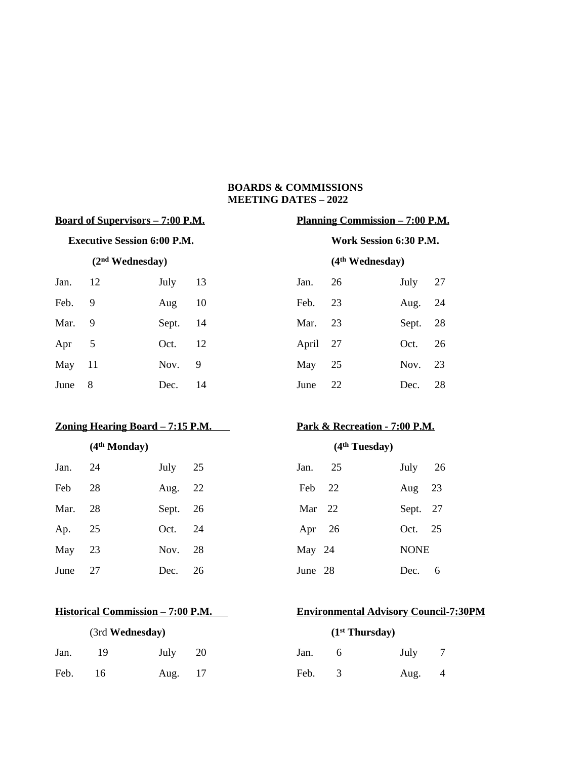**BOARDS & COMMISSIONS**
**MEETING DATES – 2022**

**Board of Supervisors – 7:00 P.M.**

**Executive Session 6:00 P.M.**

**(2nd Wednesday)**

| | | | |
|---|---|---|---|
| Jan. | 12 | July | 13 |
| Feb. | 9 | Aug | 10 |
| Mar. | 9 | Sept. | 14 |
| Apr | 5 | Oct. | 12 |
| May | 11 | Nov. | 9 |
| June | 8 | Dec. | 14 |

**Planning Commission – 7:00 P.M.**

**Work Session 6:30 P.M.**

**(4th Wednesday)**

| | | | |
|---|---|---|---|
| Jan. | 26 | July | 27 |
| Feb. | 23 | Aug. | 24 |
| Mar. | 23 | Sept. | 28 |
| April | 27 | Oct. | 26 |
| May | 25 | Nov. | 23 |
| June | 22 | Dec. | 28 |

**Zoning Hearing Board – 7:15 P.M.**

**(4th Monday)**

| | | | |
|---|---|---|---|
| Jan. | 24 | July | 25 |
| Feb | 28 | Aug. | 22 |
| Mar. | 28 | Sept. | 26 |
| Ap. | 25 | Oct. | 24 |
| May | 23 | Nov. | 28 |
| June | 27 | Dec. | 26 |

**Park & Recreation - 7:00 P.M.**

**(4th Tuesday)**

| | | | |
|---|---|---|---|
| Jan. | 25 | July | 26 |
| Feb | 22 | Aug | 23 |
| Mar | 22 | Sept. | 27 |
| Apr | 26 | Oct. | 25 |
| May | 24 | NONE | |
| June | 28 | Dec. | 6 |

**Historical Commission – 7:00 P.M.**

(3rd **Wednesday)**

| | | | |
|---|---|---|---|
| Jan. | 19 | July | 20 |
| Feb. | 16 | Aug. | 17 |

**Environmental Advisory Council-7:30PM**

**(1st Thursday)**

| | | | |
|---|---|---|---|
| Jan. | 6 | July | 7 |
| Feb. | 3 | Aug. | 4 |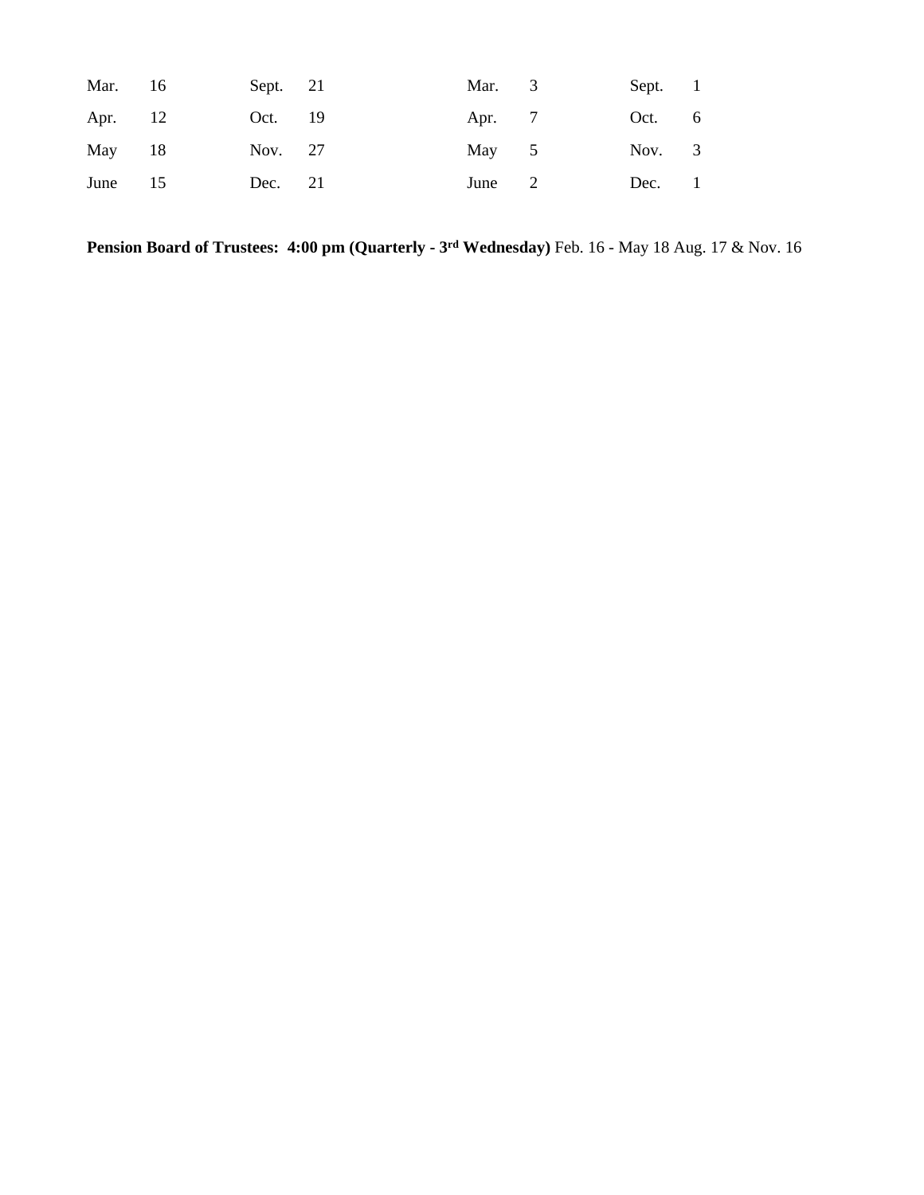| | | | | | | | |
|---|---|---|---|---|---|---|---|
| Mar. | 16 | Sept. | 21 | Mar. | 3 | Sept. | 1 |
| Apr. | 12 | Oct. | 19 | Apr. | 7 | Oct. | 6 |
| May | 18 | Nov. | 27 | May | 5 | Nov. | 3 |
| June | 15 | Dec. | 21 | June | 2 | Dec. | 1 |

**Pension Board of Trustees: 4:00 pm (Quarterly - 3rd Wednesday)** Feb. 16 - May 18 Aug. 17 & Nov. 16